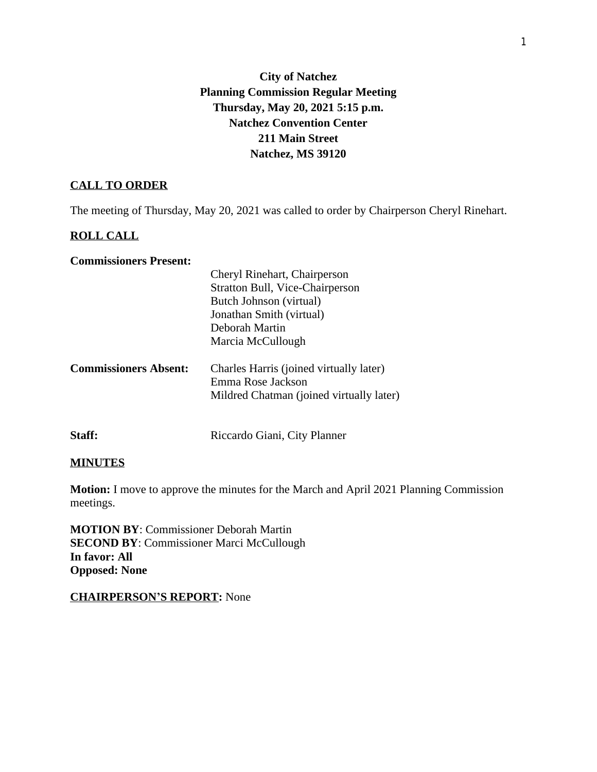**City of Natchez**
**Planning Commission Regular Meeting**
**Thursday, May 20, 2021 5:15 p.m.**
**Natchez Convention Center**
**211 Main Street**
**Natchez, MS 39120**

## CALL TO ORDER

The meeting of Thursday, May 20, 2021 was called to order by Chairperson Cheryl Rinehart.

## ROLL CALL

**Commissioners Present:**

Cheryl Rinehart, Chairperson
Stratton Bull, Vice-Chairperson
Butch Johnson (virtual)
Jonathan Smith (virtual)
Deborah Martin
Marcia McCullough

**Commissioners Absent:**

Charles Harris (joined virtually later)
Emma Rose Jackson
Mildred Chatman (joined virtually later)

**Staff:** Riccardo Giani, City Planner

## MINUTES

**Motion:** I move to approve the minutes for the March and April 2021 Planning Commission meetings.

**MOTION BY**: Commissioner Deborah Martin
**SECOND BY**: Commissioner Marci McCullough
**In favor: All**
**Opposed: None**

**CHAIRPERSON'S REPORT:** None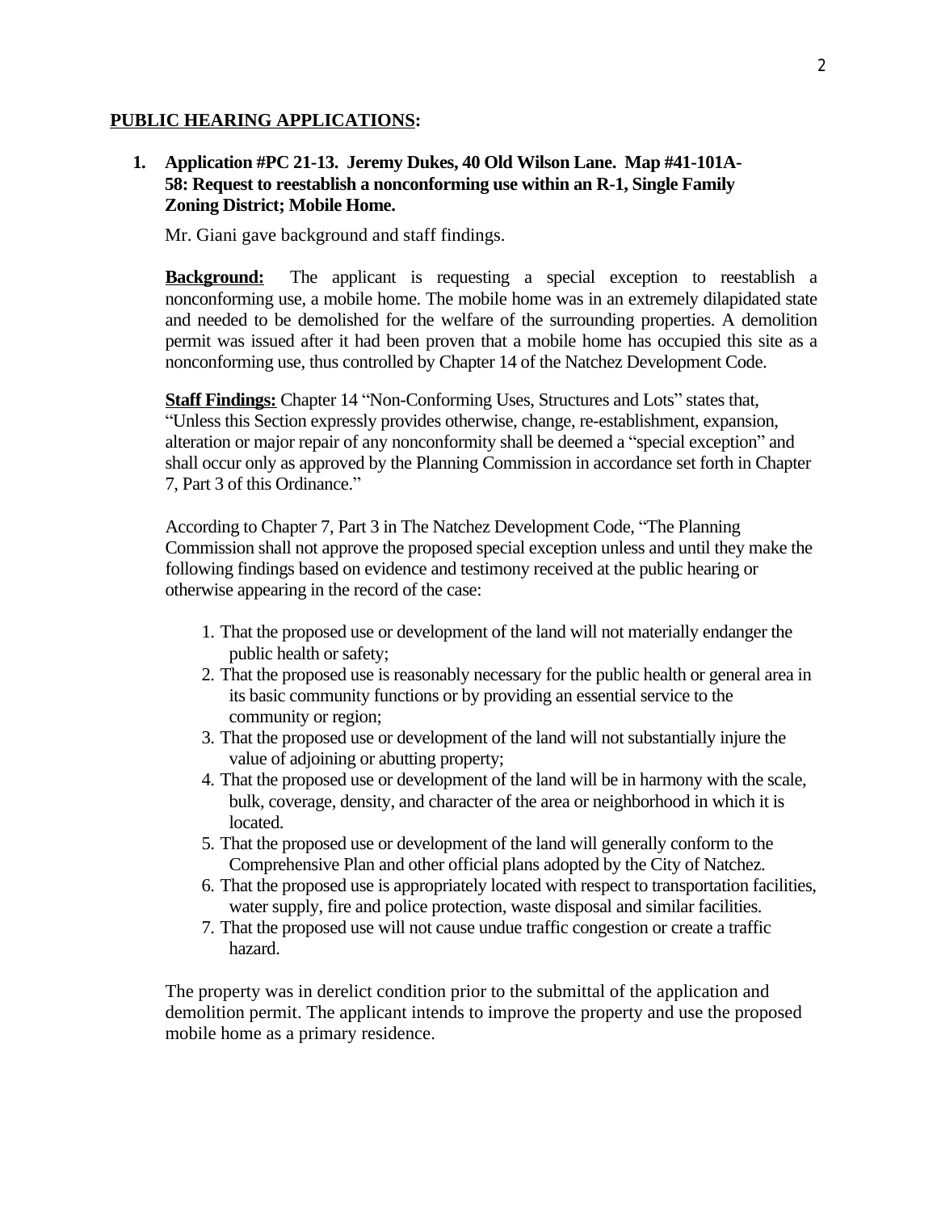**PUBLIC HEARING APPLICATIONS:**

**1. Application #PC 21-13. Jeremy Dukes, 40 Old Wilson Lane. Map #41-101A-58: Request to reestablish a nonconforming use within an R-1, Single Family Zoning District; Mobile Home.**

Mr. Giani gave background and staff findings.

**Background:** The applicant is requesting a special exception to reestablish a nonconforming use, a mobile home. The mobile home was in an extremely dilapidated state and needed to be demolished for the welfare of the surrounding properties. A demolition permit was issued after it had been proven that a mobile home has occupied this site as a nonconforming use, thus controlled by Chapter 14 of the Natchez Development Code.

**Staff Findings:** Chapter 14 "Non-Conforming Uses, Structures and Lots" states that, "Unless this Section expressly provides otherwise, change, re-establishment, expansion, alteration or major repair of any nonconformity shall be deemed a "special exception" and shall occur only as approved by the Planning Commission in accordance set forth in Chapter 7, Part 3 of this Ordinance."

According to Chapter 7, Part 3 in The Natchez Development Code, "The Planning Commission shall not approve the proposed special exception unless and until they make the following findings based on evidence and testimony received at the public hearing or otherwise appearing in the record of the case:

1. That the proposed use or development of the land will not materially endanger the public health or safety;
2. That the proposed use is reasonably necessary for the public health or general area in its basic community functions or by providing an essential service to the community or region;
3. That the proposed use or development of the land will not substantially injure the value of adjoining or abutting property;
4. That the proposed use or development of the land will be in harmony with the scale, bulk, coverage, density, and character of the area or neighborhood in which it is located.
5. That the proposed use or development of the land will generally conform to the Comprehensive Plan and other official plans adopted by the City of Natchez.
6. That the proposed use is appropriately located with respect to transportation facilities, water supply, fire and police protection, waste disposal and similar facilities.
7. That the proposed use will not cause undue traffic congestion or create a traffic hazard.

The property was in derelict condition prior to the submittal of the application and demolition permit. The applicant intends to improve the property and use the proposed mobile home as a primary residence.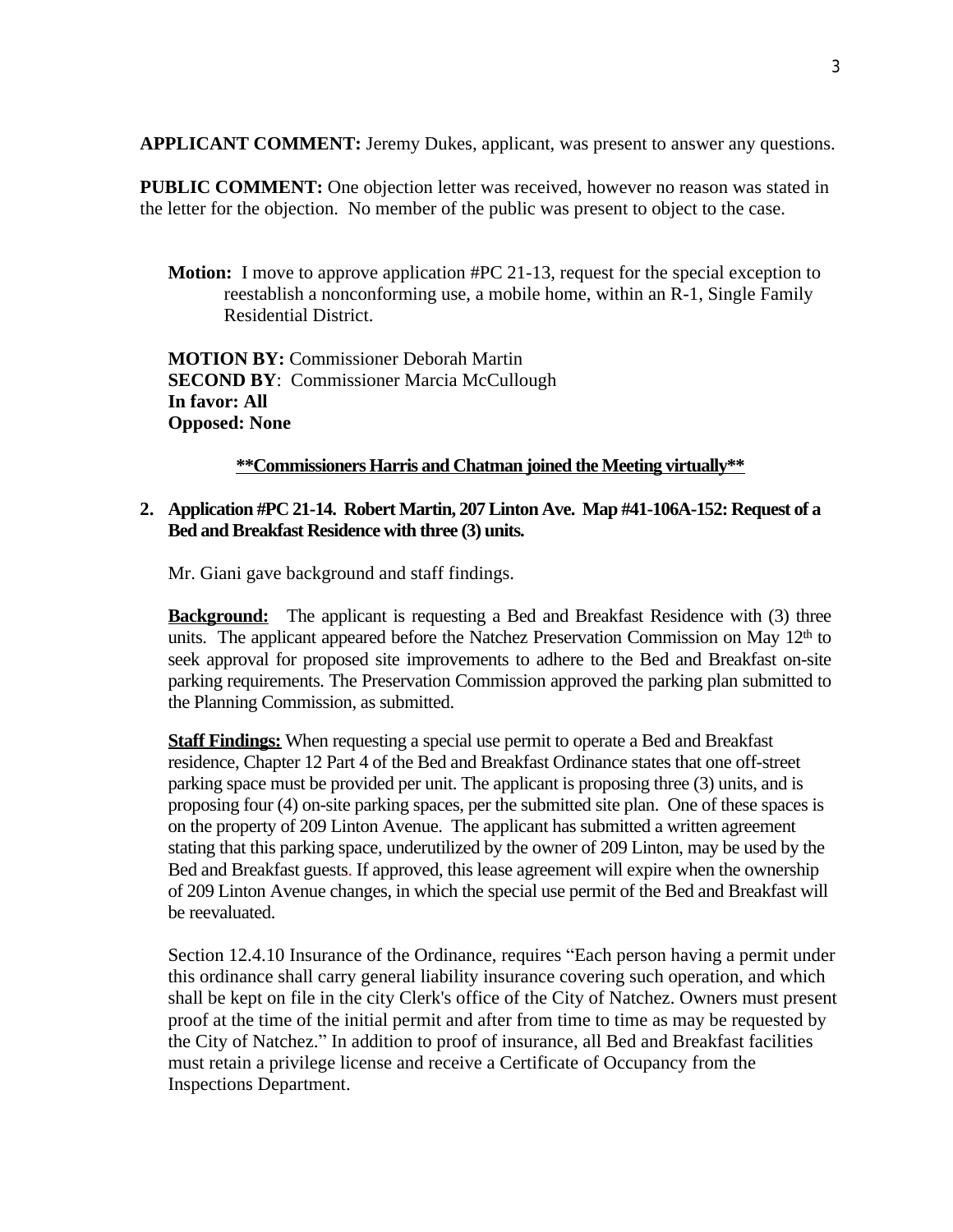**APPLICANT COMMENT:** Jeremy Dukes, applicant, was present to answer any questions.

**PUBLIC COMMENT:** One objection letter was received, however no reason was stated in the letter for the objection. No member of the public was present to object to the case.

**Motion:** I move to approve application #PC 21-13, request for the special exception to reestablish a nonconforming use, a mobile home, within an R-1, Single Family Residential District.

**MOTION BY:** Commissioner Deborah Martin
**SECOND BY**: Commissioner Marcia McCullough
**In favor: All**
**Opposed: None**

**\*\*Commissioners Harris and Chatman joined the Meeting virtually\*\***

**2. Application #PC 21-14. Robert Martin, 207 Linton Ave. Map #41-106A-152: Request of a Bed and Breakfast Residence with three (3) units.**

Mr. Giani gave background and staff findings.

**Background:** The applicant is requesting a Bed and Breakfast Residence with (3) three units. The applicant appeared before the Natchez Preservation Commission on May 12th to seek approval for proposed site improvements to adhere to the Bed and Breakfast on-site parking requirements. The Preservation Commission approved the parking plan submitted to the Planning Commission, as submitted.

**Staff Findings:** When requesting a special use permit to operate a Bed and Breakfast residence, Chapter 12 Part 4 of the Bed and Breakfast Ordinance states that one off-street parking space must be provided per unit. The applicant is proposing three (3) units, and is proposing four (4) on-site parking spaces, per the submitted site plan. One of these spaces is on the property of 209 Linton Avenue. The applicant has submitted a written agreement stating that this parking space, underutilized by the owner of 209 Linton, may be used by the Bed and Breakfast guests. If approved, this lease agreement will expire when the ownership of 209 Linton Avenue changes, in which the special use permit of the Bed and Breakfast will be reevaluated.

Section 12.4.10 Insurance of the Ordinance, requires "Each person having a permit under this ordinance shall carry general liability insurance covering such operation, and which shall be kept on file in the city Clerk's office of the City of Natchez. Owners must present proof at the time of the initial permit and after from time to time as may be requested by the City of Natchez." In addition to proof of insurance, all Bed and Breakfast facilities must retain a privilege license and receive a Certificate of Occupancy from the Inspections Department.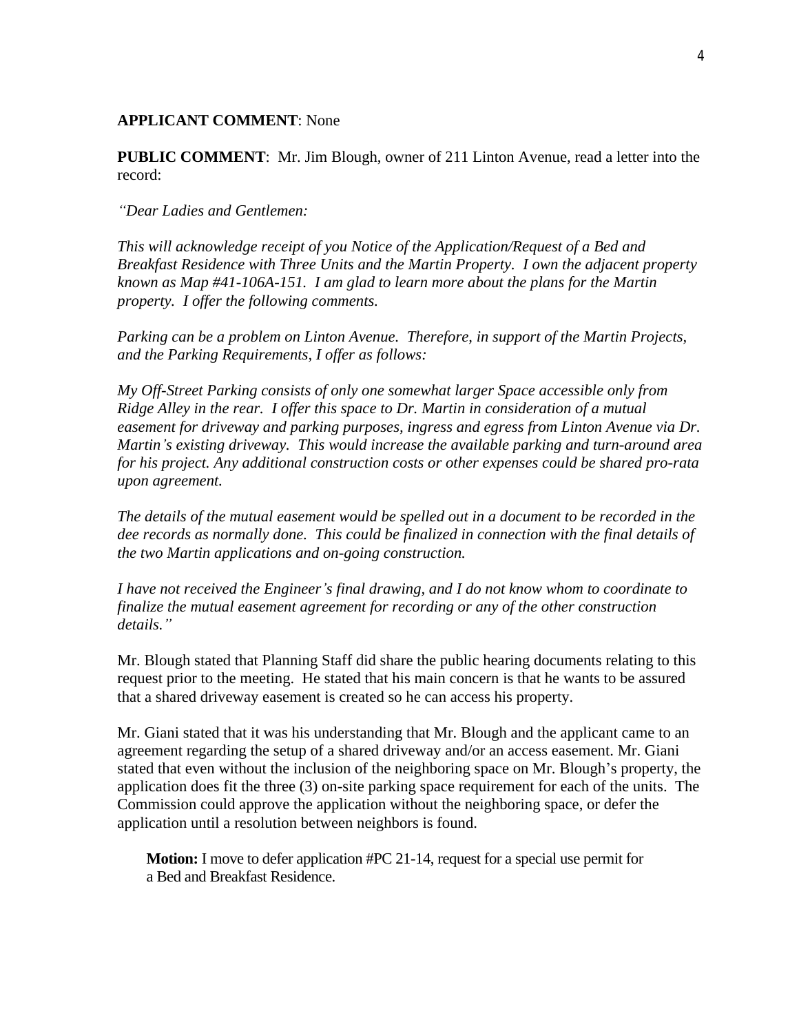**APPLICANT COMMENT**: None

**PUBLIC COMMENT**: Mr. Jim Blough, owner of 211 Linton Avenue, read a letter into the record:

*"Dear Ladies and Gentlemen:*

*This will acknowledge receipt of you Notice of the Application/Request of a Bed and Breakfast Residence with Three Units and the Martin Property. I own the adjacent property known as Map #41-106A-151. I am glad to learn more about the plans for the Martin property. I offer the following comments.*

*Parking can be a problem on Linton Avenue. Therefore, in support of the Martin Projects, and the Parking Requirements, I offer as follows:*

*My Off-Street Parking consists of only one somewhat larger Space accessible only from Ridge Alley in the rear. I offer this space to Dr. Martin in consideration of a mutual easement for driveway and parking purposes, ingress and egress from Linton Avenue via Dr. Martin's existing driveway. This would increase the available parking and turn-around area for his project. Any additional construction costs or other expenses could be shared pro-rata upon agreement.*

*The details of the mutual easement would be spelled out in a document to be recorded in the dee records as normally done. This could be finalized in connection with the final details of the two Martin applications and on-going construction.*

*I have not received the Engineer's final drawing, and I do not know whom to coordinate to finalize the mutual easement agreement for recording or any of the other construction details."*

Mr. Blough stated that Planning Staff did share the public hearing documents relating to this request prior to the meeting. He stated that his main concern is that he wants to be assured that a shared driveway easement is created so he can access his property.

Mr. Giani stated that it was his understanding that Mr. Blough and the applicant came to an agreement regarding the setup of a shared driveway and/or an access easement. Mr. Giani stated that even without the inclusion of the neighboring space on Mr. Blough's property, the application does fit the three (3) on-site parking space requirement for each of the units. The Commission could approve the application without the neighboring space, or defer the application until a resolution between neighbors is found.

> **Motion:** I move to defer application #PC 21-14, request for a special use permit for a Bed and Breakfast Residence.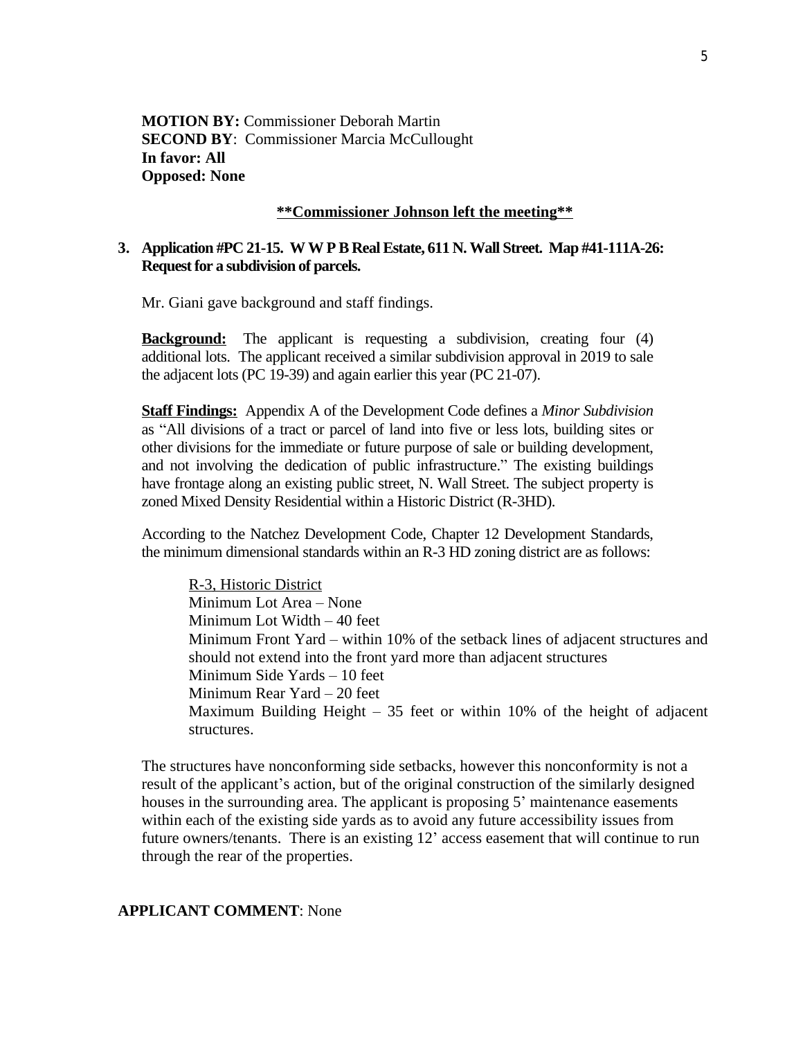**MOTION BY:** Commissioner Deborah Martin
**SECOND BY**: Commissioner Marcia McCullought
**In favor: All**
**Opposed: None**

**\*\*Commissioner Johnson left the meeting\*\***

**3. Application #PC 21-15. W W P B Real Estate, 611 N. Wall Street. Map #41-111A-26: Request for a subdivision of parcels.**

Mr. Giani gave background and staff findings.

**Background:** The applicant is requesting a subdivision, creating four (4) additional lots. The applicant received a similar subdivision approval in 2019 to sale the adjacent lots (PC 19-39) and again earlier this year (PC 21-07).

**Staff Findings:** Appendix A of the Development Code defines a *Minor Subdivision* as "All divisions of a tract or parcel of land into five or less lots, building sites or other divisions for the immediate or future purpose of sale or building development, and not involving the dedication of public infrastructure." The existing buildings have frontage along an existing public street, N. Wall Street. The subject property is zoned Mixed Density Residential within a Historic District (R-3HD).

According to the Natchez Development Code, Chapter 12 Development Standards, the minimum dimensional standards within an R-3 HD zoning district are as follows:

> <u>R-3, Historic District</u>
> Minimum Lot Area – None
> Minimum Lot Width – 40 feet
> Minimum Front Yard – within 10% of the setback lines of adjacent structures and should not extend into the front yard more than adjacent structures
> Minimum Side Yards – 10 feet
> Minimum Rear Yard – 20 feet
> Maximum Building Height – 35 feet or within 10% of the height of adjacent structures.

The structures have nonconforming side setbacks, however this nonconformity is not a result of the applicant's action, but of the original construction of the similarly designed houses in the surrounding area. The applicant is proposing 5' maintenance easements within each of the existing side yards as to avoid any future accessibility issues from future owners/tenants. There is an existing 12' access easement that will continue to run through the rear of the properties.

**APPLICANT COMMENT**: None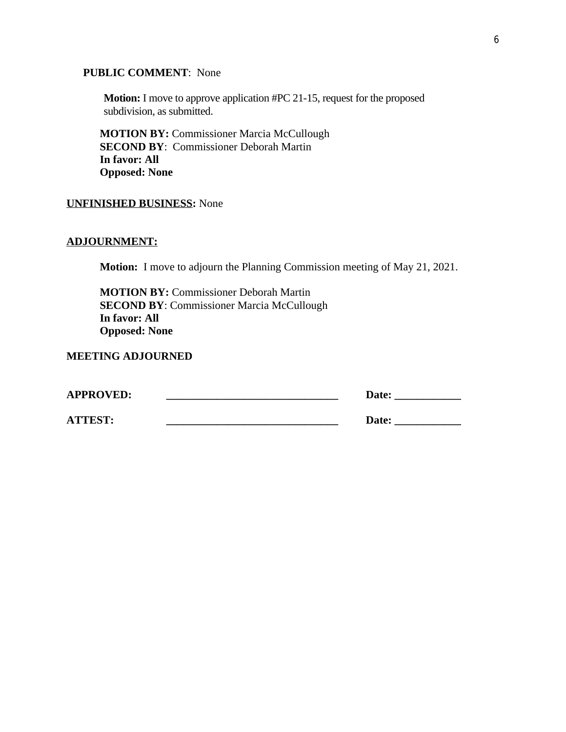**PUBLIC COMMENT**: None

**Motion:** I move to approve application #PC 21-15, request for the proposed subdivision, as submitted.

**MOTION BY:** Commissioner Marcia McCullough
**SECOND BY**: Commissioner Deborah Martin
**In favor: All**
**Opposed: None**

**UNFINISHED BUSINESS:** None

**ADJOURNMENT:**

**Motion:** I move to adjourn the Planning Commission meeting of May 21, 2021.

**MOTION BY:** Commissioner Deborah Martin
**SECOND BY**: Commissioner Marcia McCullough
**In favor: All**
**Opposed: None**

**MEETING ADJOURNED**

**APPROVED:** _______________________________ **Date:** ____________

**ATTEST:** _______________________________ **Date:** ____________